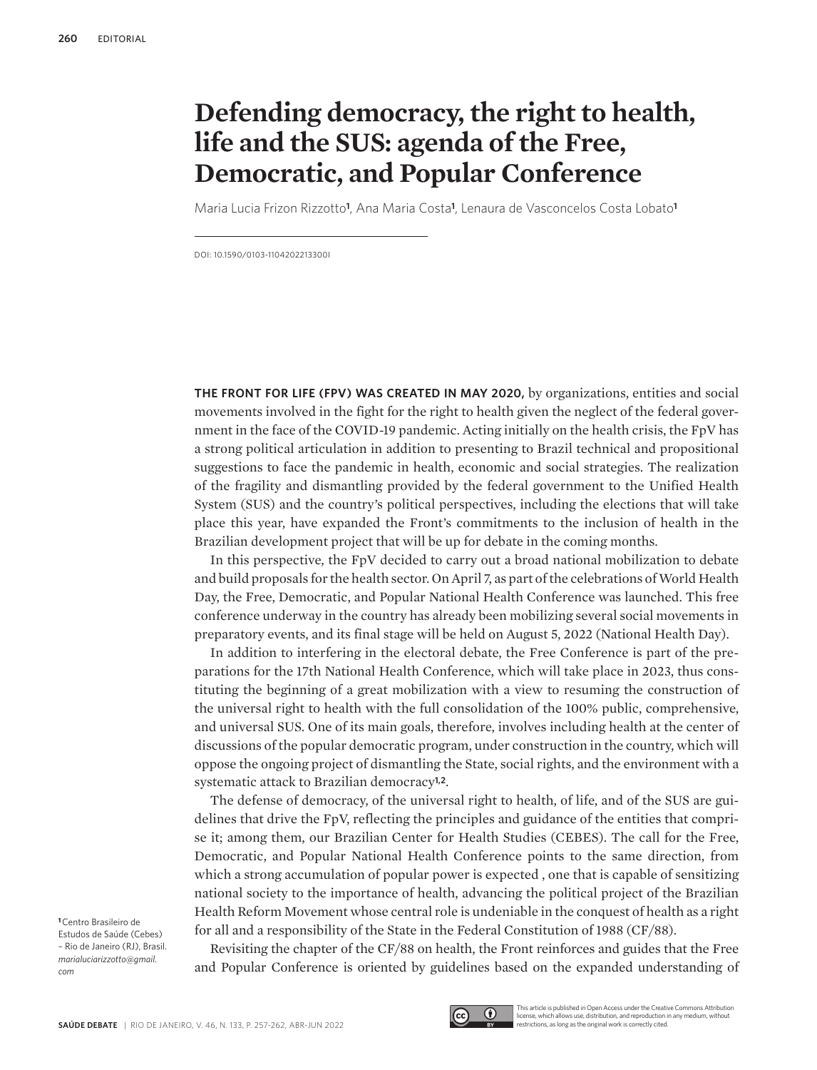# Defending democracy, the right to health, life and the SUS: agenda of the Free, Democratic, and Popular Conference

Maria Lucia Frizon Rizzotto[1], Ana Maria Costa[1], Lenaura de Vasconcelos Costa Lobato[1]

DOI: 10.1590/0103-1104202213300I

[1]Centro Brasileiro de Estudos de Saúde (Cebes) – Rio de Janeiro (RJ), Brasil. *marialuciarizzotto@gmail.com*

**THE FRONT FOR LIFE (FPV) WAS CREATED IN MAY 2020,** by organizations, entities and social movements involved in the fight for the right to health given the neglect of the federal government in the face of the COVID-19 pandemic. Acting initially on the health crisis, the FpV has a strong political articulation in addition to presenting to Brazil technical and propositional suggestions to face the pandemic in health, economic and social strategies. The realization of the fragility and dismantling provided by the federal government to the Unified Health System (SUS) and the country's political perspectives, including the elections that will take place this year, have expanded the Front's commitments to the inclusion of health in the Brazilian development project that will be up for debate in the coming months.

In this perspective, the FpV decided to carry out a broad national mobilization to debate and build proposals for the health sector. On April 7, as part of the celebrations of World Health Day, the Free, Democratic, and Popular National Health Conference was launched. This free conference underway in the country has already been mobilizing several social movements in preparatory events, and its final stage will be held on August 5, 2022 (National Health Day).

In addition to interfering in the electoral debate, the Free Conference is part of the preparations for the 17th National Health Conference, which will take place in 2023, thus constituting the beginning of a great mobilization with a view to resuming the construction of the universal right to health with the full consolidation of the 100% public, comprehensive, and universal SUS. One of its main goals, therefore, involves including health at the center of discussions of the popular democratic program, under construction in the country, which will oppose the ongoing project of dismantling the State, social rights, and the environment with a systematic attack to Brazilian democracy[1,2].

The defense of democracy, of the universal right to health, of life, and of the SUS are guidelines that drive the FpV, reflecting the principles and guidance of the entities that comprise it; among them, our Brazilian Center for Health Studies (CEBES). The call for the Free, Democratic, and Popular National Health Conference points to the same direction, from which a strong accumulation of popular power is expected , one that is capable of sensitizing national society to the importance of health, advancing the political project of the Brazilian Health Reform Movement whose central role is undeniable in the conquest of health as a right for all and a responsibility of the State in the Federal Constitution of 1988 (CF/88).

Revisiting the chapter of the CF/88 on health, the Front reinforces and guides that the Free and Popular Conference is oriented by guidelines based on the expanded understanding of

This article is published in Open Access under the Creative Commons Attribution license, which allows use, distribution, and reproduction in any medium, without restrictions, as long as the original work is correctly cited.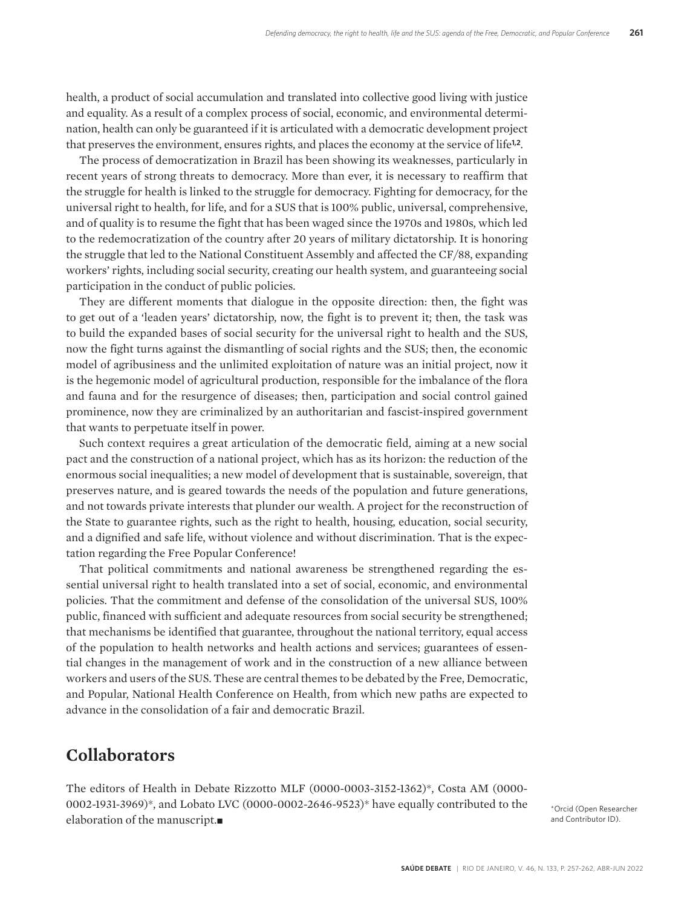health, a product of social accumulation and translated into collective good living with justice and equality. As a result of a complex process of social, economic, and environmental determination, health can only be guaranteed if it is articulated with a democratic development project that preserves the environment, ensures rights, and places the economy at the service of life[1,2].

The process of democratization in Brazil has been showing its weaknesses, particularly in recent years of strong threats to democracy. More than ever, it is necessary to reaffirm that the struggle for health is linked to the struggle for democracy. Fighting for democracy, for the universal right to health, for life, and for a SUS that is 100% public, universal, comprehensive, and of quality is to resume the fight that has been waged since the 1970s and 1980s, which led to the redemocratization of the country after 20 years of military dictatorship. It is honoring the struggle that led to the National Constituent Assembly and affected the CF/88, expanding workers' rights, including social security, creating our health system, and guaranteeing social participation in the conduct of public policies.

They are different moments that dialogue in the opposite direction: then, the fight was to get out of a 'leaden years' dictatorship, now, the fight is to prevent it; then, the task was to build the expanded bases of social security for the universal right to health and the SUS, now the fight turns against the dismantling of social rights and the SUS; then, the economic model of agribusiness and the unlimited exploitation of nature was an initial project, now it is the hegemonic model of agricultural production, responsible for the imbalance of the flora and fauna and for the resurgence of diseases; then, participation and social control gained prominence, now they are criminalized by an authoritarian and fascist-inspired government that wants to perpetuate itself in power.

Such context requires a great articulation of the democratic field, aiming at a new social pact and the construction of a national project, which has as its horizon: the reduction of the enormous social inequalities; a new model of development that is sustainable, sovereign, that preserves nature, and is geared towards the needs of the population and future generations, and not towards private interests that plunder our wealth. A project for the reconstruction of the State to guarantee rights, such as the right to health, housing, education, social security, and a dignified and safe life, without violence and without discrimination. That is the expectation regarding the Free Popular Conference!

That political commitments and national awareness be strengthened regarding the essential universal right to health translated into a set of social, economic, and environmental policies. That the commitment and defense of the consolidation of the universal SUS, 100% public, financed with sufficient and adequate resources from social security be strengthened; that mechanisms be identified that guarantee, throughout the national territory, equal access of the population to health networks and health actions and services; guarantees of essential changes in the management of work and in the construction of a new alliance between workers and users of the SUS. These are central themes to be debated by the Free, Democratic, and Popular, National Health Conference on Health, from which new paths are expected to advance in the consolidation of a fair and democratic Brazil.

## Collaborators

The editors of Health in Debate Rizzotto MLF (0000-0003-3152-1362)*, Costa AM (0000-0002-1931-3969)*, and Lobato LVC (0000-0002-2646-9523)* have equally contributed to the elaboration of the manuscript.■

*Orcid (Open Researcher and Contributor ID).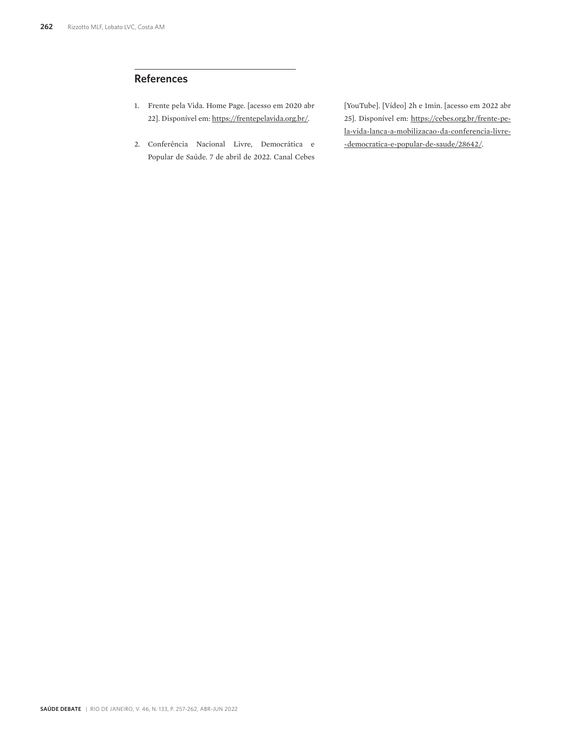## References

1. Frente pela Vida. Home Page. [acesso em 2020 abr 22]. Disponível em: https://frentepelavida.org.br/.

2. Conferência Nacional Livre, Democrática e Popular de Saúde. 7 de abril de 2022. Canal Cebes [YouTube]. [Vídeo] 2h e 1min. [acesso em 2022 abr 25]. Disponível em: https://cebes.org.br/frente-pela-vida-lanca-a-mobilizacao-da-conferencia-livre-democratica-e-popular-de-saude/28642/.